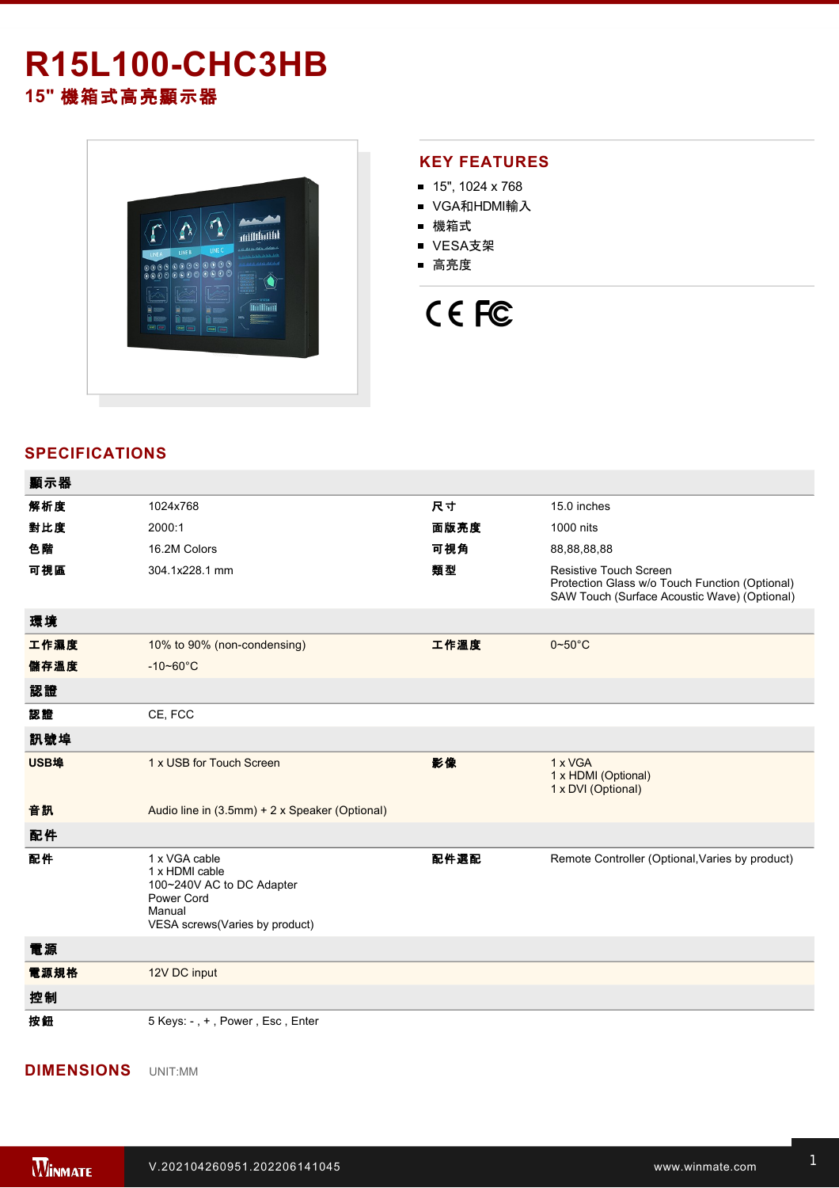# R15L100-CHC3HB

## 15" 機箱式高亮顯示器

## KEY FEATURES

- 15", 1024 x 768
- VGA和HDMI輸入
- 機箱式
- VESA支架
- 高亮度

## SPECIFICATIONS

| 顯示器 | | | |
|---|---|---|---|
| 解析度 | 1024x768 | 尺寸 | 15.0 inches |
| 對比度 | 2000:1 | 面版亮度 | 1000 nits |
| 色階 | 16.2M Colors | 可視角 | 88,88,88,88 |
| 可視區 | 304.1x228.1 mm | 類型 | Resistive Touch Screen<br>Protection Glass w/o Touch Function (Optional)<br>SAW Touch (Surface Acoustic Wave) (Optional) |
| **環境** | | | |
| 工作濕度 | 10% to 90% (non-condensing) | 工作溫度 | 0~50°C |
| 儲存溫度 | -10~60°C | | |
| **認證** | | | |
| 認證 | CE, FCC | | |
| **訊號埠** | | | |
| USB埠 | 1 x USB for Touch Screen | 影像 | 1 x VGA<br>1 x HDMI (Optional)<br>1 x DVI (Optional) |
| 音訊 | Audio line in (3.5mm) + 2 x Speaker (Optional) | | |
| **配件** | | | |
| 配件 | 1 x VGA cable<br>1 x HDMI cable<br>100~240V AC to DC Adapter<br>Power Cord<br>Manual<br>VESA screws(Varies by product) | 配件選配 | Remote Controller (Optional,Varies by product) |
| **電源** | | | |
| 電源規格 | 12V DC input | | |
| **控制** | | | |
| 按鈕 | 5 Keys: - , + , Power , Esc , Enter | | |

## DIMENSIONS

UNIT:MM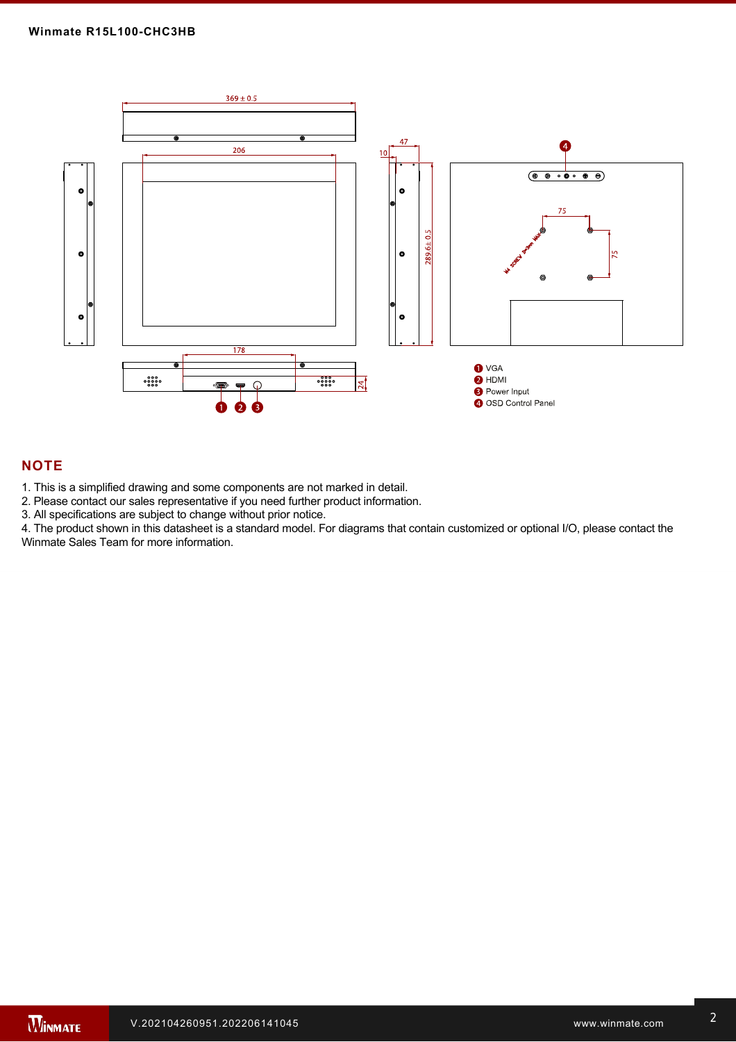369 ± 0.5

206

10

47

289.6 ± 0.5

75

75

M4 SCREW D=3mm MAX

178

24

❶ VGA
❷ HDMI
❸ Power Input
❹ OSD Control Panel

## NOTE

1. This is a simplified drawing and some components are not marked in detail.
2. Please contact our sales representative if you need further product information.
3. All specifications are subject to change without prior notice.
4. The product shown in this datasheet is a standard model. For diagrams that contain customized or optional I/O, please contact the Winmate Sales Team for more information.